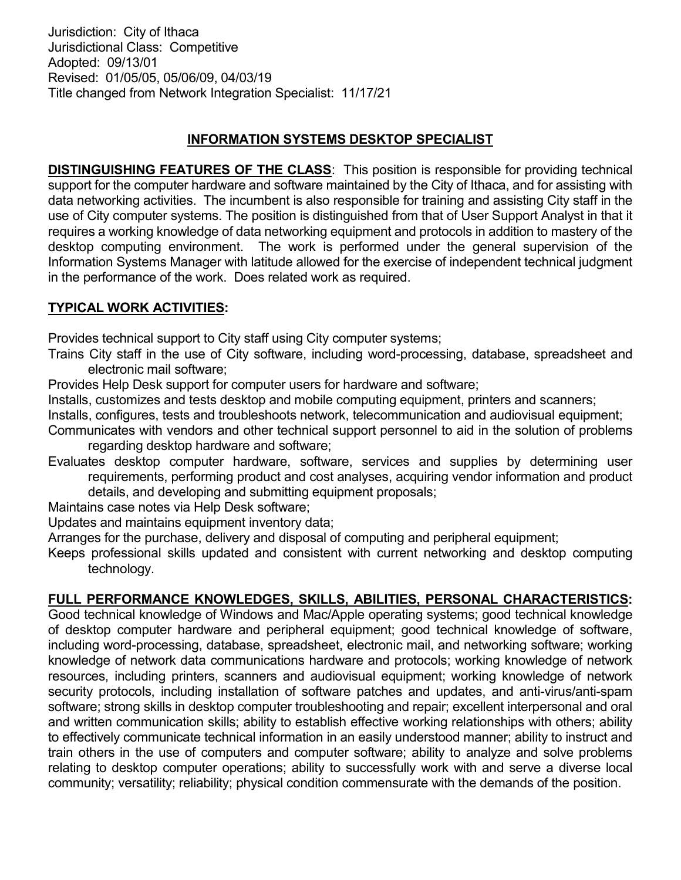Jurisdiction: City of Ithaca
Jurisdictional Class: Competitive
Adopted: 09/13/01
Revised: 01/05/05, 05/06/09, 04/03/19
Title changed from Network Integration Specialist: 11/17/21

# INFORMATION SYSTEMS DESKTOP SPECIALIST

**DISTINGUISHING FEATURES OF THE CLASS**: This position is responsible for providing technical support for the computer hardware and software maintained by the City of Ithaca, and for assisting with data networking activities. The incumbent is also responsible for training and assisting City staff in the use of City computer systems. The position is distinguished from that of User Support Analyst in that it requires a working knowledge of data networking equipment and protocols in addition to mastery of the desktop computing environment. The work is performed under the general supervision of the Information Systems Manager with latitude allowed for the exercise of independent technical judgment in the performance of the work. Does related work as required.

**TYPICAL WORK ACTIVITIES:**

Provides technical support to City staff using City computer systems;
Trains City staff in the use of City software, including word-processing, database, spreadsheet and electronic mail software;
Provides Help Desk support for computer users for hardware and software;
Installs, customizes and tests desktop and mobile computing equipment, printers and scanners;
Installs, configures, tests and troubleshoots network, telecommunication and audiovisual equipment;
Communicates with vendors and other technical support personnel to aid in the solution of problems regarding desktop hardware and software;
Evaluates desktop computer hardware, software, services and supplies by determining user requirements, performing product and cost analyses, acquiring vendor information and product details, and developing and submitting equipment proposals;
Maintains case notes via Help Desk software;
Updates and maintains equipment inventory data;
Arranges for the purchase, delivery and disposal of computing and peripheral equipment;
Keeps professional skills updated and consistent with current networking and desktop computing technology.

**FULL PERFORMANCE KNOWLEDGES, SKILLS, ABILITIES, PERSONAL CHARACTERISTICS:**
Good technical knowledge of Windows and Mac/Apple operating systems; good technical knowledge of desktop computer hardware and peripheral equipment; good technical knowledge of software, including word-processing, database, spreadsheet, electronic mail, and networking software; working knowledge of network data communications hardware and protocols; working knowledge of network resources, including printers, scanners and audiovisual equipment; working knowledge of network security protocols, including installation of software patches and updates, and anti-virus/anti-spam software; strong skills in desktop computer troubleshooting and repair; excellent interpersonal and oral and written communication skills; ability to establish effective working relationships with others; ability to effectively communicate technical information in an easily understood manner; ability to instruct and train others in the use of computers and computer software; ability to analyze and solve problems relating to desktop computer operations; ability to successfully work with and serve a diverse local community; versatility; reliability; physical condition commensurate with the demands of the position.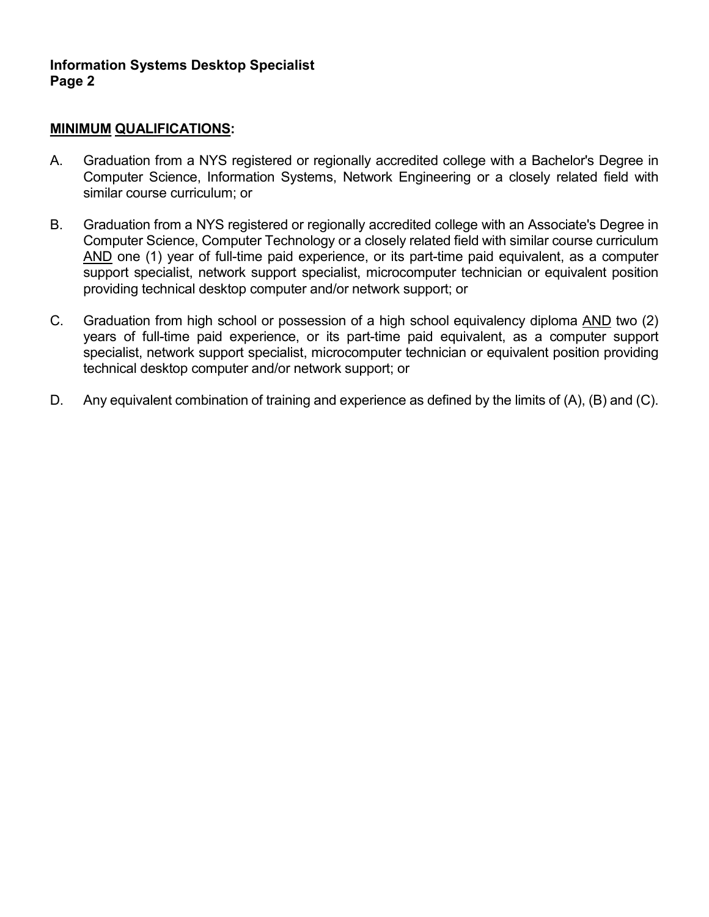## MINIMUM QUALIFICATIONS:

A. Graduation from a NYS registered or regionally accredited college with a Bachelor's Degree in Computer Science, Information Systems, Network Engineering or a closely related field with similar course curriculum; or

B. Graduation from a NYS registered or regionally accredited college with an Associate's Degree in Computer Science, Computer Technology or a closely related field with similar course curriculum AND one (1) year of full-time paid experience, or its part-time paid equivalent, as a computer support specialist, network support specialist, microcomputer technician or equivalent position providing technical desktop computer and/or network support; or

C. Graduation from high school or possession of a high school equivalency diploma AND two (2) years of full-time paid experience, or its part-time paid equivalent, as a computer support specialist, network support specialist, microcomputer technician or equivalent position providing technical desktop computer and/or network support; or

D. Any equivalent combination of training and experience as defined by the limits of (A), (B) and (C).